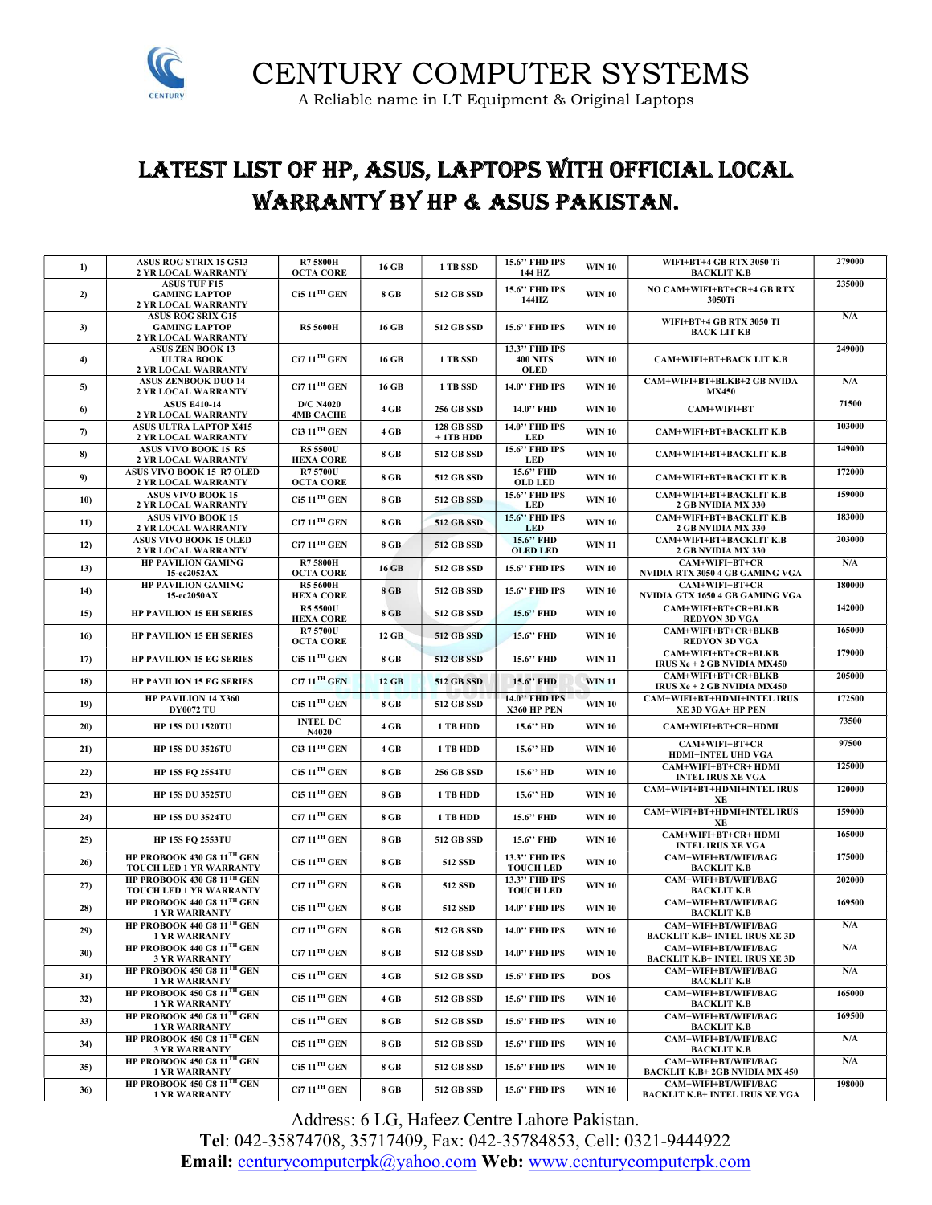# CENTURY COMPUTER SYSTEMS

A Reliable name in I.T Equipment & Original Laptops

## LATEST LIST OF HP, ASUS, LAPTOPS WITH OFFICIAL LOCAL WARRANTY BY HP & ASUS PAKISTAN.

| | | | | | | | | |
|---|---|---|---|---|---|---|---|---|
| 1) | ASUS ROG STRIX 15 G513 2 YR LOCAL WARRANTY | R7 5800H OCTA CORE | 16 GB | 1 TB SSD | 15.6'' FHD IPS 144 HZ | WIN 10 | WIFI+BT+4 GB RTX 3050 Ti BACKLIT K.B | 279000 |
| 2) | ASUS TUF F15 GAMING LAPTOP 2 YR LOCAL WARRANTY | Ci5 11TH GEN | 8 GB | 512 GB SSD | 15.6'' FHD IPS 144HZ | WIN 10 | NO CAM+WIFI+BT+CR+4 GB RTX 3050Ti | 235000 |
| 3) | ASUS ROG SRIX G15 GAMING LAPTOP 2 YR LOCAL WARRANTY | R5 5600H | 16 GB | 512 GB SSD | 15.6'' FHD IPS | WIN 10 | WIFI+BT+4 GB RTX 3050 TI BACK LIT KB | N/A |
| 4) | ASUS ZEN BOOK 13 ULTRA BOOK 2 YR LOCAL WARRANTY | Ci7 11TH GEN | 16 GB | 1 TB SSD | 13.3'' FHD IPS 400 NITS OLED | WIN 10 | CAM+WIFI+BT+BACK LIT K.B | 249000 |
| 5) | ASUS ZENBOOK DUO 14 2 YR LOCAL WARRANTY | Ci7 11TH GEN | 16 GB | 1 TB SSD | 14.0'' FHD IPS | WIN 10 | CAM+WIFI+BT+BLKB+2 GB NVIDA MX450 | N/A |
| 6) | ASUS E410-14 2 YR LOCAL WARRANTY | D/C N4020 4MB CACHE | 4 GB | 256 GB SSD | 14.0'' FHD | WIN 10 | CAM+WIFI+BT | 71500 |
| 7) | ASUS ULTRA LAPTOP X415 2 YR LOCAL WARRANTY | Ci3 11TH GEN | 4 GB | 128 GB SSD + 1TB HDD | 14.0'' FHD IPS LED | WIN 10 | CAM+WIFI+BT+BACKLIT K.B | 103000 |
| 8) | ASUS VIVO BOOK 15 R5 2 YR LOCAL WARRANTY | R5 5500U HEXA CORE | 8 GB | 512 GB SSD | 15.6'' FHD IPS LED | WIN 10 | CAM+WIFI+BT+BACKLIT K.B | 149000 |
| 9) | ASUS VIVO BOOK 15 R7 OLED 2 YR LOCAL WARRANTY | R7 5700U OCTA CORE | 8 GB | 512 GB SSD | 15.6'' FHD OLD LED | WIN 10 | CAM+WIFI+BT+BACKLIT K.B | 172000 |
| 10) | ASUS VIVO BOOK 15 2 YR LOCAL WARRANTY | Ci5 11TH GEN | 8 GB | 512 GB SSD | 15.6'' FHD IPS LED | WIN 10 | CAM+WIFI+BT+BACKLIT K.B 2 GB NVIDIA MX 330 | 159000 |
| 11) | ASUS VIVO BOOK 15 2 YR LOCAL WARRANTY | Ci7 11TH GEN | 8 GB | 512 GB SSD | 15.6'' FHD IPS LED | WIN 10 | CAM+WIFI+BT+BACKLIT K.B 2 GB NVIDIA MX 330 | 183000 |
| 12) | ASUS VIVO BOOK 15 OLED 2 YR LOCAL WARRANTY | Ci7 11TH GEN | 8 GB | 512 GB SSD | 15.6'' FHD OLED LED | WIN 11 | CAM+WIFI+BT+BACKLIT K.B 2 GB NVIDIA MX 330 | 203000 |
| 13) | HP PAVILION GAMING 15-ec2052AX | R7 5800H OCTA CORE | 16 GB | 512 GB SSD | 15.6'' FHD IPS | WIN 10 | CAM+WIFI+BT+CR NVIDIA RTX 3050 4 GB GAMING VGA | N/A |
| 14) | HP PAVILION GAMING 15-ec2050AX | R5 5600H HEXA CORE | 8 GB | 512 GB SSD | 15.6'' FHD IPS | WIN 10 | CAM+WIFI+BT+CR NVIDIA GTX 1650 4 GB GAMING VGA | 180000 |
| 15) | HP PAVILION 15 EH SERIES | R5 5500U HEXA CORE | 8 GB | 512 GB SSD | 15.6'' FHD | WIN 10 | CAM+WIFI+BT+CR+BLKB REDYON 3D VGA | 142000 |
| 16) | HP PAVILION 15 EH SERIES | R7 5700U OCTA CORE | 12 GB | 512 GB SSD | 15.6'' FHD | WIN 10 | CAM+WIFI+BT+CR+BLKB REDYON 3D VGA | 165000 |
| 17) | HP PAVILION 15 EG SERIES | Ci5 11TH GEN | 8 GB | 512 GB SSD | 15.6'' FHD | WIN 11 | CAM+WIFI+BT+CR+BLKB IRUS Xe + 2 GB NVIDIA MX450 | 179000 |
| 18) | HP PAVILION 15 EG SERIES | Ci7 11TH GEN | 12 GB | 512 GB SSD | 15.6'' FHD | WIN 11 | CAM+WIFI+BT+CR+BLKB IRUS Xe + 2 GB NVIDIA MX450 | 205000 |
| 19) | HP PAVILION 14 X360 DY0072 TU | Ci5 11TH GEN | 8 GB | 512 GB SSD | 14.0'' FHD IPS X360 HP PEN | WIN 10 | CAM+WIFI+BT+HDMI+INTEL IRUS XE 3D VGA+ HP PEN | 172500 |
| 20) | HP 15S DU 1520TU | INTEL DC N4020 | 4 GB | 1 TB HDD | 15.6'' HD | WIN 10 | CAM+WIFI+BT+CR+HDMI | 73500 |
| 21) | HP 15S DU 3526TU | Ci3 11TH GEN | 4 GB | 1 TB HDD | 15.6'' HD | WIN 10 | CAM+WIFI+BT+CR HDMI+INTEL UHD VGA | 97500 |
| 22) | HP 15S FQ 2554TU | Ci5 11TH GEN | 8 GB | 256 GB SSD | 15.6'' HD | WIN 10 | CAM+WIFI+BT+CR+ HDMI INTEL IRUS XE VGA | 125000 |
| 23) | HP 15S DU 3525TU | Ci5 11TH GEN | 8 GB | 1 TB HDD | 15.6'' HD | WIN 10 | CAM+WIFI+BT+HDMI+INTEL IRUS XE | 120000 |
| 24) | HP 15S DU 3524TU | Ci7 11TH GEN | 8 GB | 1 TB HDD | 15.6'' FHD | WIN 10 | CAM+WIFI+BT+HDMI+INTEL IRUS XE | 159000 |
| 25) | HP 15S FQ 2553TU | Ci7 11TH GEN | 8 GB | 512 GB SSD | 15.6'' FHD | WIN 10 | CAM+WIFI+BT+CR+ HDMI INTEL IRUS XE VGA | 165000 |
| 26) | HP PROBOOK 430 G8 11TH GEN TOUCH LED 1 YR WARRANTY | Ci5 11TH GEN | 8 GB | 512 SSD | 13.3'' FHD IPS TOUCH LED | WIN 10 | CAM+WIFI+BT/WIFI/BAG BACKLIT K.B | 175000 |
| 27) | HP PROBOOK 430 G8 11TH GEN TOUCH LED 1 YR WARRANTY | Ci7 11TH GEN | 8 GB | 512 SSD | 13.3'' FHD IPS TOUCH LED | WIN 10 | CAM+WIFI+BT/WIFI/BAG BACKLIT K.B | 202000 |
| 28) | HP PROBOOK 440 G8 11TH GEN 1 YR WARRANTY | Ci5 11TH GEN | 8 GB | 512 SSD | 14.0'' FHD IPS | WIN 10 | CAM+WIFI+BT/WIFI/BAG BACKLIT K.B | 169500 |
| 29) | HP PROBOOK 440 G8 11TH GEN 1 YR WARRANTY | Ci7 11TH GEN | 8 GB | 512 GB SSD | 14.0'' FHD IPS | WIN 10 | CAM+WIFI+BT/WIFI/BAG BACKLIT K.B+ INTEL IRUS XE 3D | N/A |
| 30) | HP PROBOOK 440 G8 11TH GEN 3 YR WARRANTY | Ci7 11TH GEN | 8 GB | 512 GB SSD | 14.0'' FHD IPS | WIN 10 | CAM+WIFI+BT/WIFI/BAG BACKLIT K.B+ INTEL IRUS XE 3D | N/A |
| 31) | HP PROBOOK 450 G8 11TH GEN 1 YR WARRANTY | Ci5 11TH GEN | 4 GB | 512 GB SSD | 15.6'' FHD IPS | DOS | CAM+WIFI+BT/WIFI/BAG BACKLIT K.B | N/A |
| 32) | HP PROBOOK 450 G8 11TH GEN 1 YR WARRANTY | Ci5 11TH GEN | 4 GB | 512 GB SSD | 15.6'' FHD IPS | WIN 10 | CAM+WIFI+BT/WIFI/BAG BACKLIT K.B | 165000 |
| 33) | HP PROBOOK 450 G8 11TH GEN 1 YR WARRANTY | Ci5 11TH GEN | 8 GB | 512 GB SSD | 15.6'' FHD IPS | WIN 10 | CAM+WIFI+BT/WIFI/BAG BACKLIT K.B | 169500 |
| 34) | HP PROBOOK 450 G8 11TH GEN 3 YR WARRANTY | Ci5 11TH GEN | 8 GB | 512 GB SSD | 15.6'' FHD IPS | WIN 10 | CAM+WIFI+BT/WIFI/BAG BACKLIT K.B | N/A |
| 35) | HP PROBOOK 450 G8 11TH GEN 1 YR WARRANTY | Ci5 11TH GEN | 8 GB | 512 GB SSD | 15.6'' FHD IPS | WIN 10 | CAM+WIFI+BT/WIFI/BAG BACKLIT K.B+ 2GB NVIDIA MX 450 | N/A |
| 36) | HP PROBOOK 450 G8 11TH GEN 1 YR WARRANTY | Ci7 11TH GEN | 8 GB | 512 GB SSD | 15.6'' FHD IPS | WIN 10 | CAM+WIFI+BT/WIFI/BAG BACKLIT K.B+ INTEL IRUS XE VGA | 198000 |

Address: 6 LG, Hafeez Centre Lahore Pakistan.

**Tel**: 042-35874708, 35717409, Fax: 042-35784853, Cell: 0321-9444922

**Email:** centurycomputerpk@yahoo.com **Web:** www.centurycomputerpk.com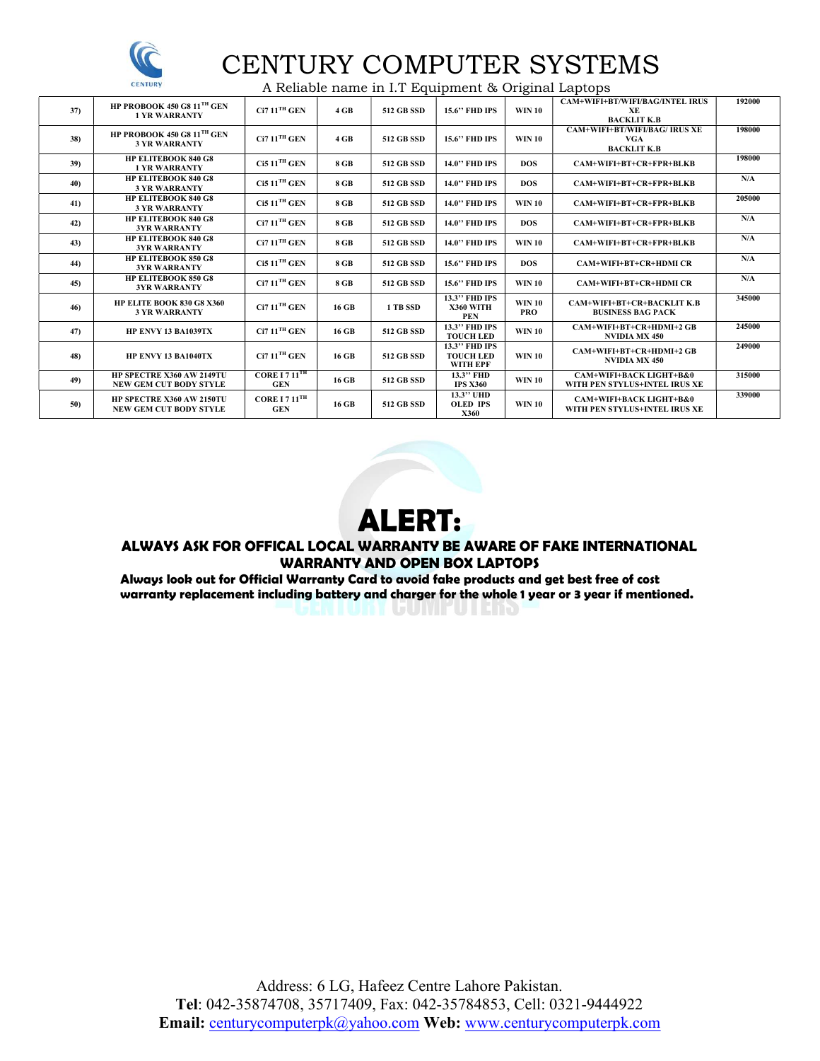# CENTURY COMPUTER SYSTEMS

A Reliable name in I.T Equipment & Original Laptops

| | | | | | | | | |
|---|---|---|---|---|---|---|---|---|
| 37) | HP PROBOOK 450 G8 11TH GEN 1 YR WARRANTY | Ci7 11TH GEN | 4 GB | 512 GB SSD | 15.6'' FHD IPS | WIN 10 | CAM+WIFI+BT/WIFI/BAG/INTEL IRUS XE BACKLIT K.B | 192000 |
| 38) | HP PROBOOK 450 G8 11TH GEN 3 YR WARRANTY | Ci7 11TH GEN | 4 GB | 512 GB SSD | 15.6'' FHD IPS | WIN 10 | CAM+WIFI+BT/WIFI/BAG/ IRUS XE VGA BACKLIT K.B | 198000 |
| 39) | HP ELITEBOOK 840 G8 1 YR WARRANTY | Ci5 11TH GEN | 8 GB | 512 GB SSD | 14.0'' FHD IPS | DOS | CAM+WIFI+BT+CR+FPR+BLKB | 198000 |
| 40) | HP ELITEBOOK 840 G8 3 YR WARRANTY | Ci5 11TH GEN | 8 GB | 512 GB SSD | 14.0'' FHD IPS | DOS | CAM+WIFI+BT+CR+FPR+BLKB | N/A |
| 41) | HP ELITEBOOK 840 G8 3 YR WARRANTY | Ci5 11TH GEN | 8 GB | 512 GB SSD | 14.0'' FHD IPS | WIN 10 | CAM+WIFI+BT+CR+FPR+BLKB | 205000 |
| 42) | HP ELITEBOOK 840 G8 3YR WARRANTY | Ci7 11TH GEN | 8 GB | 512 GB SSD | 14.0'' FHD IPS | DOS | CAM+WIFI+BT+CR+FPR+BLKB | N/A |
| 43) | HP ELITEBOOK 840 G8 3YR WARRANTY | Ci7 11TH GEN | 8 GB | 512 GB SSD | 14.0'' FHD IPS | WIN 10 | CAM+WIFI+BT+CR+FPR+BLKB | N/A |
| 44) | HP ELITEBOOK 850 G8 3YR WARRANTY | Ci5 11TH GEN | 8 GB | 512 GB SSD | 15.6'' FHD IPS | DOS | CAM+WIFI+BT+CR+HDMI CR | N/A |
| 45) | HP ELITEBOOK 850 G8 3YR WARRANTY | Ci7 11TH GEN | 8 GB | 512 GB SSD | 15.6'' FHD IPS | WIN 10 | CAM+WIFI+BT+CR+HDMI CR | N/A |
| 46) | HP ELITE BOOK 830 G8 X360 3 YR WARRANTY | Ci7 11TH GEN | 16 GB | 1 TB SSD | 13.3'' FHD IPS X360 WITH PEN | WIN 10 PRO | CAM+WIFI+BT+CR+BACKLIT K.B BUSINESS BAG PACK | 345000 |
| 47) | HP ENVY 13 BA1039TX | Ci7 11TH GEN | 16 GB | 512 GB SSD | 13.3'' FHD IPS TOUCH LED | WIN 10 | CAM+WIFI+BT+CR+HDMI+2 GB NVIDIA MX 450 | 245000 |
| 48) | HP ENVY 13 BA1040TX | Ci7 11TH GEN | 16 GB | 512 GB SSD | 13.3'' FHD IPS TOUCH LED WITH EPF | WIN 10 | CAM+WIFI+BT+CR+HDMI+2 GB NVIDIA MX 450 | 249000 |
| 49) | HP SPECTRE X360 AW 2149TU NEW GEM CUT BODY STYLE | CORE I 7 11TH GEN | 16 GB | 512 GB SSD | 13.3'' FHD IPS X360 | WIN 10 | CAM+WIFI+BACK LIGHT+B&0 WITH PEN STYLUS+INTEL IRUS XE | 315000 |
| 50) | HP SPECTRE X360 AW 2150TU NEW GEM CUT BODY STYLE | CORE I 7 11TH GEN | 16 GB | 512 GB SSD | 13.3'' UHD OLED IPS X360 | WIN 10 | CAM+WIFI+BACK LIGHT+B&0 WITH PEN STYLUS+INTEL IRUS XE | 339000 |

# ALERT:

**ALWAYS ASK FOR OFFICAL LOCAL WARRANTY BE AWARE OF FAKE INTERNATIONAL WARRANTY AND OPEN BOX LAPTOPS**

**Always look out for Official Warranty Card to avoid fake products and get best free of cost warranty replacement including battery and charger for the whole 1 year or 3 year if mentioned.**

Address: 6 LG, Hafeez Centre Lahore Pakistan.
**Tel**: 042-35874708, 35717409, Fax: 042-35784853, Cell: 0321-9444922
**Email:** centurycomputerpk@yahoo.com **Web:** www.centurycomputerpk.com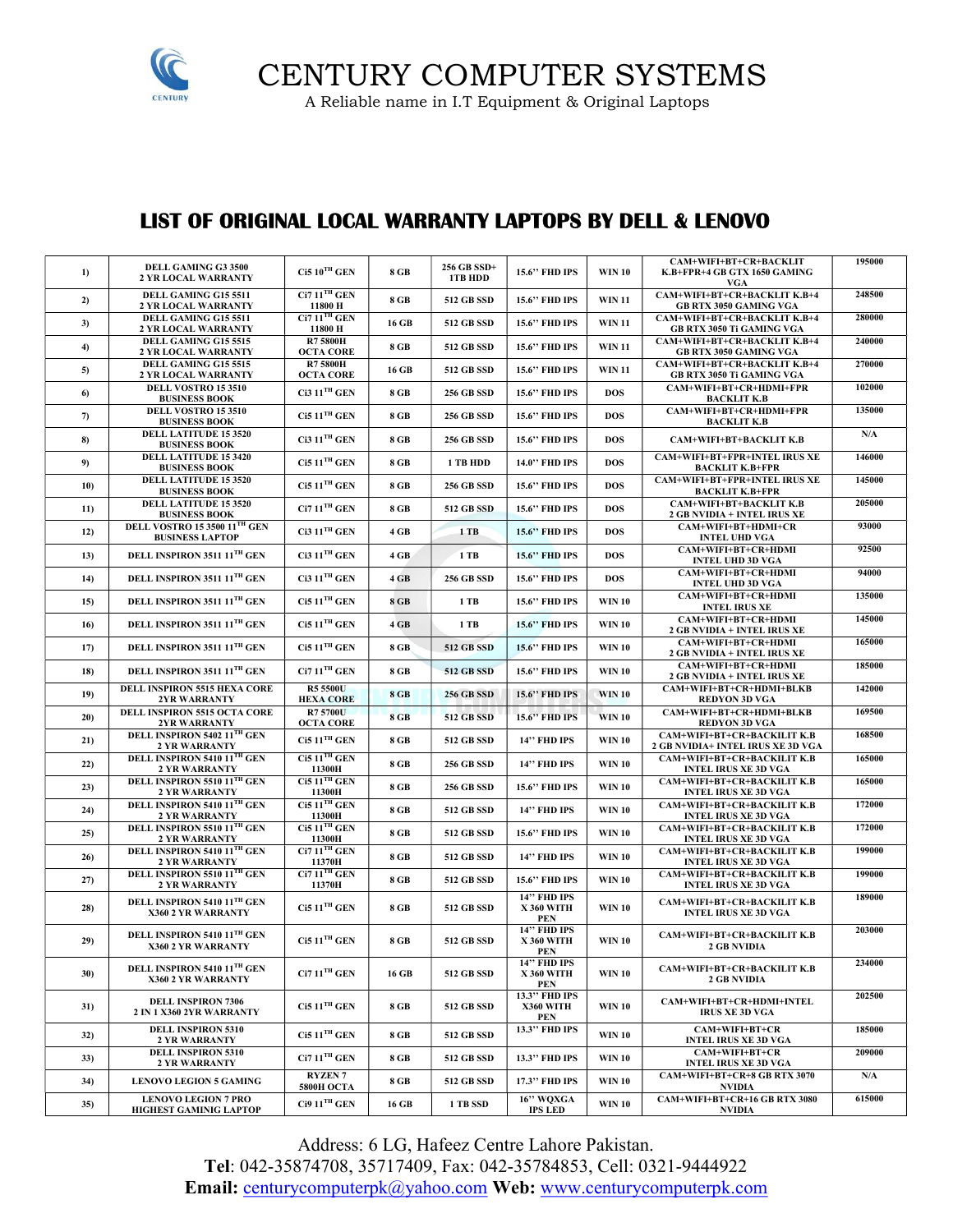# CENTURY COMPUTER SYSTEMS

A Reliable name in I.T Equipment & Original Laptops

## LIST OF ORIGINAL LOCAL WARRANTY LAPTOPS BY DELL & LENOVO

| | | | | | | | | |
|---|---|---|---|---|---|---|---|---|
| 1) | DELL GAMING G3 3500 2 YR LOCAL WARRANTY | Ci5 10TH GEN | 8 GB | 256 GB SSD+ 1TB HDD | 15.6'' FHD IPS | WIN 10 | CAM+WIFI+BT+CR+BACKLIT K.B+FPR+4 GB GTX 1650 GAMING VGA | 195000 |
| 2) | DELL GAMING G15 5511 2 YR LOCAL WARRANTY | Ci7 11TH GEN 11800 H | 8 GB | 512 GB SSD | 15.6'' FHD IPS | WIN 11 | CAM+WIFI+BT+CR+BACKLIT K.B+4 GB RTX 3050 GAMING VGA | 248500 |
| 3) | DELL GAMING G15 5511 2 YR LOCAL WARRANTY | Ci7 11TH GEN 11800 H | 16 GB | 512 GB SSD | 15.6'' FHD IPS | WIN 11 | CAM+WIFI+BT+CR+BACKLIT K.B+4 GB RTX 3050 Ti GAMING VGA | 280000 |
| 4) | DELL GAMING G15 5515 2 YR LOCAL WARRANTY | R7 5800H OCTA CORE | 8 GB | 512 GB SSD | 15.6'' FHD IPS | WIN 11 | CAM+WIFI+BT+CR+BACKLIT K.B+4 GB RTX 3050 GAMING VGA | 240000 |
| 5) | DELL GAMING G15 5515 2 YR LOCAL WARRANTY | R7 5800H OCTA CORE | 16 GB | 512 GB SSD | 15.6'' FHD IPS | WIN 11 | CAM+WIFI+BT+CR+BACKLIT K.B+4 GB RTX 3050 Ti GAMING VGA | 270000 |
| 6) | DELL VOSTRO 15 3510 BUSINESS BOOK | Ci3 11TH GEN | 8 GB | 256 GB SSD | 15.6'' FHD IPS | DOS | CAM+WIFI+BT+CR+HDMI+FPR BACKLIT K.B | 102000 |
| 7) | DELL VOSTRO 15 3510 BUSINESS BOOK | Ci5 11TH GEN | 8 GB | 256 GB SSD | 15.6'' FHD IPS | DOS | CAM+WIFI+BT+CR+HDMI+FPR BACKLIT K.B | 135000 |
| 8) | DELL LATITUDE 15 3520 BUSINESS BOOK | Ci3 11TH GEN | 8 GB | 256 GB SSD | 15.6'' FHD IPS | DOS | CAM+WIFI+BT+BACKLIT K.B | N/A |
| 9) | DELL LATITUDE 15 3420 BUSINESS BOOK | Ci5 11TH GEN | 8 GB | 1 TB HDD | 14.0'' FHD IPS | DOS | CAM+WIFI+BT+FPR+INTEL IRUS XE BACKLIT K.B+FPR | 146000 |
| 10) | DELL LATITUDE 15 3520 BUSINESS BOOK | Ci5 11TH GEN | 8 GB | 256 GB SSD | 15.6'' FHD IPS | DOS | CAM+WIFI+BT+FPR+INTEL IRUS XE BACKLIT K.B+FPR | 145000 |
| 11) | DELL LATITUDE 15 3520 BUSINESS BOOK | Ci7 11TH GEN | 8 GB | 512 GB SSD | 15.6'' FHD IPS | DOS | CAM+WIFI+BT+BACKLIT K.B 2 GB NVIDIA + INTEL IRUS XE | 205000 |
| 12) | DELL VOSTRO 15 3500 11TH GEN BUSINESS LAPTOP | Ci3 11TH GEN | 4 GB | 1 TB | 15.6'' FHD IPS | DOS | CAM+WIFI+BT+HDMI+CR INTEL UHD VGA | 93000 |
| 13) | DELL INSPIRON 3511 11TH GEN | Ci3 11TH GEN | 4 GB | 1 TB | 15.6'' FHD IPS | DOS | CAM+WIFI+BT+CR+HDMI INTEL UHD 3D VGA | 92500 |
| 14) | DELL INSPIRON 3511 11TH GEN | Ci3 11TH GEN | 4 GB | 256 GB SSD | 15.6'' FHD IPS | DOS | CAM+WIFI+BT+CR+HDMI INTEL UHD 3D VGA | 94000 |
| 15) | DELL INSPIRON 3511 11TH GEN | Ci5 11TH GEN | 8 GB | 1 TB | 15.6'' FHD IPS | WIN 10 | CAM+WIFI+BT+CR+HDMI INTEL IRUS XE | 135000 |
| 16) | DELL INSPIRON 3511 11TH GEN | Ci5 11TH GEN | 4 GB | 1 TB | 15.6'' FHD IPS | WIN 10 | CAM+WIFI+BT+CR+HDMI 2 GB NVIDIA + INTEL IRUS XE | 145000 |
| 17) | DELL INSPIRON 3511 11TH GEN | Ci5 11TH GEN | 8 GB | 512 GB SSD | 15.6'' FHD IPS | WIN 10 | CAM+WIFI+BT+CR+HDMI 2 GB NVIDIA + INTEL IRUS XE | 165000 |
| 18) | DELL INSPIRON 3511 11TH GEN | Ci7 11TH GEN | 8 GB | 512 GB SSD | 15.6'' FHD IPS | WIN 10 | CAM+WIFI+BT+CR+HDMI 2 GB NVIDIA + INTEL IRUS XE | 185000 |
| 19) | DELL INSPIRON 5515 HEXA CORE 2YR WARRANTY | R5 5500U HEXA CORE | 8 GB | 256 GB SSD | 15.6'' FHD IPS | WIN 10 | CAM+WIFI+BT+CR+HDMI+BLKB REDYON 3D VGA | 142000 |
| 20) | DELL INSPIRON 5515 OCTA CORE 2YR WARRANTY | R7 5700U OCTA CORE | 8 GB | 512 GB SSD | 15.6'' FHD IPS | WIN 10 | CAM+WIFI+BT+CR+HDMI+BLKB REDYON 3D VGA | 169500 |
| 21) | DELL INSPIRON 5402 11TH GEN 2 YR WARRANTY | Ci5 11TH GEN | 8 GB | 512 GB SSD | 14'' FHD IPS | WIN 10 | CAM+WIFI+BT+CR+BACKILIT K.B 2 GB NVIDIA+ INTEL IRUS XE 3D VGA | 168500 |
| 22) | DELL INSPIRON 5410 11TH GEN 2 YR WARRANTY | Ci5 11TH GEN 11300H | 8 GB | 256 GB SSD | 14'' FHD IPS | WIN 10 | CAM+WIFI+BT+CR+BACKILIT K.B INTEL IRUS XE 3D VGA | 165000 |
| 23) | DELL INSPIRON 5510 11TH GEN 2 YR WARRANTY | Ci5 11TH GEN 11300H | 8 GB | 256 GB SSD | 15.6'' FHD IPS | WIN 10 | CAM+WIFI+BT+CR+BACKILIT K.B INTEL IRUS XE 3D VGA | 165000 |
| 24) | DELL INSPIRON 5410 11TH GEN 2 YR WARRANTY | Ci5 11TH GEN 11300H | 8 GB | 512 GB SSD | 14'' FHD IPS | WIN 10 | CAM+WIFI+BT+CR+BACKILIT K.B INTEL IRUS XE 3D VGA | 172000 |
| 25) | DELL INSPIRON 5510 11TH GEN 2 YR WARRANTY | Ci5 11TH GEN 11300H | 8 GB | 512 GB SSD | 15.6'' FHD IPS | WIN 10 | CAM+WIFI+BT+CR+BACKILIT K.B INTEL IRUS XE 3D VGA | 172000 |
| 26) | DELL INSPIRON 5410 11TH GEN 2 YR WARRANTY | Ci7 11TH GEN 11370H | 8 GB | 512 GB SSD | 14'' FHD IPS | WIN 10 | CAM+WIFI+BT+CR+BACKILIT K.B INTEL IRUS XE 3D VGA | 199000 |
| 27) | DELL INSPIRON 5510 11TH GEN 2 YR WARRANTY | Ci7 11TH GEN 11370H | 8 GB | 512 GB SSD | 15.6'' FHD IPS | WIN 10 | CAM+WIFI+BT+CR+BACKILIT K.B INTEL IRUS XE 3D VGA | 199000 |
| 28) | DELL INSPIRON 5410 11TH GEN X360 2 YR WARRANTY | Ci5 11TH GEN | 8 GB | 512 GB SSD | 14'' FHD IPS X 360 WITH PEN | WIN 10 | CAM+WIFI+BT+CR+BACKILIT K.B INTEL IRUS XE 3D VGA | 189000 |
| 29) | DELL INSPIRON 5410 11TH GEN X360 2 YR WARRANTY | Ci5 11TH GEN | 8 GB | 512 GB SSD | 14'' FHD IPS X 360 WITH PEN | WIN 10 | CAM+WIFI+BT+CR+BACKILIT K.B 2 GB NVIDIA | 203000 |
| 30) | DELL INSPIRON 5410 11TH GEN X360 2 YR WARRANTY | Ci7 11TH GEN | 16 GB | 512 GB SSD | 14'' FHD IPS X 360 WITH PEN | WIN 10 | CAM+WIFI+BT+CR+BACKILIT K.B 2 GB NVIDIA | 234000 |
| 31) | DELL INSPIRON 7306 2 IN 1 X360 2YR WARRANTY | Ci5 11TH GEN | 8 GB | 512 GB SSD | 13.3'' FHD IPS X360 WITH PEN | WIN 10 | CAM+WIFI+BT+CR+HDMI+INTEL IRUS XE 3D VGA | 202500 |
| 32) | DELL INSPIRON 5310 2 YR WARRANTY | Ci5 11TH GEN | 8 GB | 512 GB SSD | 13.3'' FHD IPS | WIN 10 | CAM+WIFI+BT+CR INTEL IRUS XE 3D VGA | 185000 |
| 33) | DELL INSPIRON 5310 2 YR WARRANTY | Ci7 11TH GEN | 8 GB | 512 GB SSD | 13.3'' FHD IPS | WIN 10 | CAM+WIFI+BT+CR INTEL IRUS XE 3D VGA | 209000 |
| 34) | LENOVO LEGION 5 GAMING | RYZEN 7 5800H OCTA | 8 GB | 512 GB SSD | 17.3'' FHD IPS | WIN 10 | CAM+WIFI+BT+CR+8 GB RTX 3070 NVIDIA | N/A |
| 35) | LENOVO LEGION 7 PRO HIGHEST GAMINIG LAPTOP | Ci9 11TH GEN | 16 GB | 1 TB SSD | 16'' WQXGA IPS LED | WIN 10 | CAM+WIFI+BT+CR+16 GB RTX 3080 NVIDIA | 615000 |

Address: 6 LG, Hafeez Centre Lahore Pakistan.
**Tel**: 042-35874708, 35717409, Fax: 042-35784853, Cell: 0321-9444922
**Email:** centurycomputerpk@yahoo.com **Web:** www.centurycomputerpk.com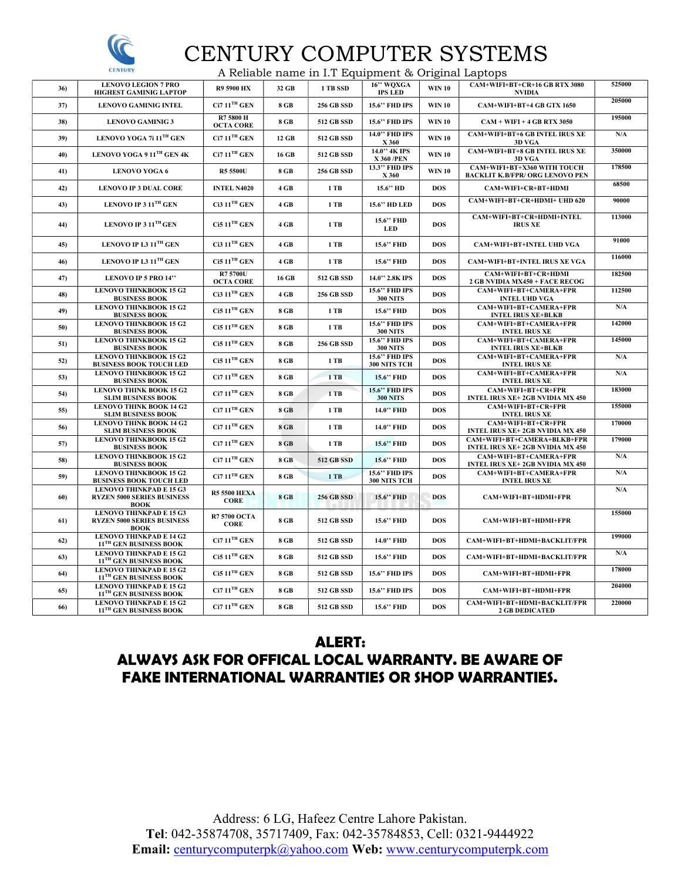# CENTURY COMPUTER SYSTEMS

A Reliable name in I.T Equipment & Original Laptops

| | | | | | | | | |
|---|---|---|---|---|---|---|---|---|
| 36) | LENOVO LEGION 7 PRO HIGHEST GAMING LAPTOP | R9 5900 HX | 32 GB | 1 TB SSD | 16'' WQXGA IPS LED | WIN 10 | CAM+WIFI+BT+CR+16 GB RTX 3080 NVIDIA | 525000 |
| 37) | LENOVO GAMINIG INTEL | Ci7 11TH GEN | 8 GB | 256 GB SSD | 15.6'' FHD IPS | WIN 10 | CAM+WIFI+BT+4 GB GTX 1650 | 205000 |
| 38) | LENOVO GAMINIG 3 | R7 5800 H OCTA CORE | 8 GB | 512 GB SSD | 15.6'' FHD IPS | WIN 10 | CAM + WIFI + 4 GB RTX 3050 | 195000 |
| 39) | LENOVO YOGA 7i 11TH GEN | Ci7 11TH GEN | 12 GB | 512 GB SSD | 14.0'' FHD IPS X 360 | WIN 10 | CAM+WIFI+BT+6 GB INTEL IRUS XE 3D VGA | N/A |
| 40) | LENOVO YOGA 9 11TH GEN 4K | Ci7 11TH GEN | 16 GB | 512 GB SSD | 14.0'' 4K IPS X 360 /PEN | WIN 10 | CAM+WIFI+BT+8 GB INTEL IRUS XE 3D VGA | 350000 |
| 41) | LENOVO YOGA 6 | R5 5500U | 8 GB | 256 GB SSD | 13.3'' FHD IPS X 360 | WIN 10 | CAM+WIFI+BT+X360 WITH TOUCH BACKLIT K.B/FPR/ ORG LENOVO PEN | 178500 |
| 42) | LENOVO IP 3 DUAL CORE | INTEL N4020 | 4 GB | 1 TB | 15.6'' HD | DOS | CAM+WIFI+CR+BT+HDMI | 68500 |
| 43) | LENOVO IP 3 11TH GEN | Ci3 11TH GEN | 4 GB | 1 TB | 15.6'' HD LED | DOS | CAM+WIFI+BT+CR+HDMI+ UHD 620 | 90000 |
| 44) | LENOVO IP 3 11TH GEN | Ci5 11TH GEN | 4 GB | 1 TB | 15.6'' FHD LED | DOS | CAM+WIFI+BT+CR+HDMI+INTEL IRUS XE | 113000 |
| 45) | LENOVO IP L3 11TH GEN | Ci3 11TH GEN | 4 GB | 1 TB | 15.6'' FHD | DOS | CAM+WIFI+BT+INTEL UHD VGA | 91000 |
| 46) | LENOVO IP L3 11TH GEN | Ci5 11TH GEN | 4 GB | 1 TB | 15.6'' FHD | DOS | CAM+WIFI+BT+INTEL IRUS XE VGA | 116000 |
| 47) | LENOVO IP 5 PRO 14'' | R7 5700U OCTA CORE | 16 GB | 512 GB SSD | 14.0'' 2.8K IPS | DOS | CAM+WIFI+BT+CR+HDMI 2 GB NVIDIA MX450 + FACE RECOG | 182500 |
| 48) | LENOVO THINKBOOK 15 G2 BUSINESS BOOK | Ci3 11TH GEN | 4 GB | 256 GB SSD | 15.6'' FHD IPS 300 NITS | DOS | CAM+WIFI+BT+CAMERA+FPR INTEL UHD VGA | 112500 |
| 49) | LENOVO THINKBOOK 15 G2 BUSINESS BOOK | Ci5 11TH GEN | 8 GB | 1 TB | 15.6'' FHD | DOS | CAM+WIFI+BT+CAMERA+FPR INTEL IRUS XE+BLKB | N/A |
| 50) | LENOVO THINKBOOK 15 G2 BUSINESS BOOK | Ci5 11TH GEN | 8 GB | 1 TB | 15.6'' FHD IPS 300 NITS | DOS | CAM+WIFI+BT+CAMERA+FPR INTEL IRUS XE | 142000 |
| 51) | LENOVO THINKBOOK 15 G2 BUSINESS BOOK | Ci5 11TH GEN | 8 GB | 256 GB SSD | 15.6'' FHD IPS 300 NITS | DOS | CAM+WIFI+BT+CAMERA+FPR INTEL IRUS XE+BLKB | 145000 |
| 52) | LENOVO THINKBOOK 15 G2 BUSINESS BOOK TOUCH LED | Ci5 11TH GEN | 8 GB | 1 TB | 15.6'' FHD IPS 300 NITS TCH | DOS | CAM+WIFI+BT+CAMERA+FPR INTEL IRUS XE | N/A |
| 53) | LENOVO THINKBOOK 15 G2 BUSINESS BOOK | Ci7 11TH GEN | 8 GB | 1 TB | 15.6'' FHD | DOS | CAM+WIFI+BT+CAMERA+FPR INTEL IRUS XE | N/A |
| 54) | LENOVO THINK BOOK 15 G2 SLIM BUSINESS BOOK | Ci7 11TH GEN | 8 GB | 1 TB | 15.6'' FHD IPS 300 NITS | DOS | CAM+WIFI+BT+CR+FPR INTEL IRUS XE+ 2GB NVIDIA MX 450 | 183000 |
| 55) | LENOVO THINK BOOK 14 G2 SLIM BUSINESS BOOK | Ci7 11TH GEN | 8 GB | 1 TB | 14.0'' FHD | DOS | CAM+WIFI+BT+CR+FPR INTEL IRUS XE | 155000 |
| 56) | LENOVO THINK BOOK 14 G2 SLIM BUSINESS BOOK | Ci7 11TH GEN | 8 GB | 1 TB | 14.0'' FHD | DOS | CAM+WIFI+BT+CR+FPR INTEL IRUS XE+ 2GB NVIDIA MX 450 | 170000 |
| 57) | LENOVO THINKBOOK 15 G2 BUSINESS BOOK | Ci7 11TH GEN | 8 GB | 1 TB | 15.6'' FHD | DOS | CAM+WIFI+BT+CAMERA+BLKB+FPR INTEL IRUS XE+ 2GB NVIDIA MX 450 | 179000 |
| 58) | LENOVO THINKBOOK 15 G2 BUSINESS BOOK | Ci7 11TH GEN | 8 GB | 512 GB SSD | 15.6'' FHD | DOS | CAM+WIFI+BT+CAMERA+FPR INTEL IRUS XE+ 2GB NVIDIA MX 450 | N/A |
| 59) | LENOVO THINKBOOK 15 G2 BUSINESS BOOK TOUCH LED | Ci7 11TH GEN | 8 GB | 1 TB | 15.6'' FHD IPS 300 NITS TCH | DOS | CAM+WIFI+BT+CAMERA+FPR INTEL IRUS XE | N/A |
| 60) | LENOVO THINKPAD E 15 G3 RYZEN 5000 SERIES BUSINESS BOOK | R5 5500 HEXA CORE | 8 GB | 256 GB SSD | 15.6'' FHD | DOS | CAM+WIFI+BT+HDMI+FPR | N/A |
| 61) | LENOVO THINKPAD E 15 G3 RYZEN 5000 SERIES BUSINESS BOOK | R7 5700 OCTA CORE | 8 GB | 512 GB SSD | 15.6'' FHD | DOS | CAM+WIFI+BT+HDMI+FPR | 155000 |
| 62) | LENOVO THINKPAD E 14 G2 11TH GEN BUSINESS BOOK | Ci7 11TH GEN | 8 GB | 512 GB SSD | 14.0'' FHD | DOS | CAM+WIFI+BT+HDMI+BACKLIT/FPR | 199000 |
| 63) | LENOVO THINKPAD E 15 G2 11TH GEN BUSINESS BOOK | Ci5 11TH GEN | 8 GB | 512 GB SSD | 15.6'' FHD | DOS | CAM+WIFI+BT+HDMI+BACKLIT/FPR | N/A |
| 64) | LENOVO THINKPAD E 15 G2 11TH GEN BUSINESS BOOK | Ci5 11TH GEN | 8 GB | 512 GB SSD | 15.6'' FHD IPS | DOS | CAM+WIFI+BT+HDMI+FPR | 178000 |
| 65) | LENOVO THINKPAD E 15 G2 11TH GEN BUSINESS BOOK | Ci7 11TH GEN | 8 GB | 512 GB SSD | 15.6'' FHD IPS | DOS | CAM+WIFI+BT+HDMI+FPR | 204000 |
| 66) | LENOVO THINKPAD E 15 G2 11TH GEN BUSINESS BOOK | Ci7 11TH GEN | 8 GB | 512 GB SSD | 15.6'' FHD | DOS | CAM+WIFI+BT+HDMI+BACKLIT/FPR 2 GB DEDICATED | 220000 |

## ALERT:
## ALWAYS ASK FOR OFFICAL LOCAL WARRANTY. BE AWARE OF FAKE INTERNATIONAL WARRANTIES OR SHOP WARRANTIES.

Address: 6 LG, Hafeez Centre Lahore Pakistan.

**Tel**: 042-35874708, 35717409, Fax: 042-35784853, Cell: 0321-9444922

**Email:** centurycomputerpk@yahoo.com **Web:** www.centurycomputerpk.com